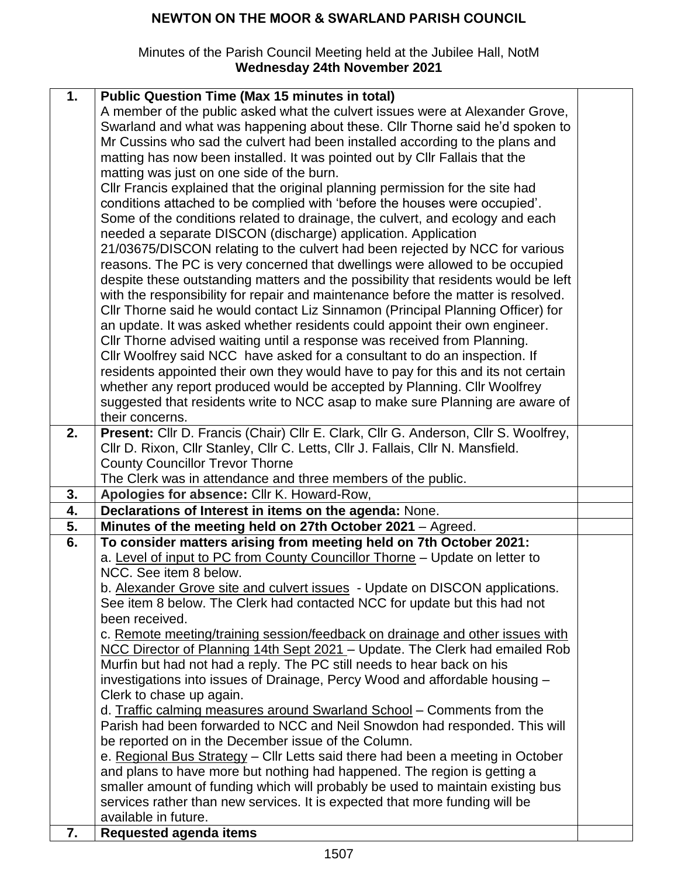# NEWTON ON THE MOOR & SWARLAND PARISH COUNCIL

Minutes of the Parish Council Meeting held at the Jubilee Hall, NotM
**Wednesday 24th November 2021**

| | | |
|---|---|---|
| **1.** | **Public Question Time (Max 15 minutes in total)**<br>A member of the public asked what the culvert issues were at Alexander Grove, Swarland and what was happening about these. Cllr Thorne said he'd spoken to Mr Cussins who sad the culvert had been installed according to the plans and matting has now been installed. It was pointed out by Cllr Fallais that the matting was just on one side of the burn.<br>Cllr Francis explained that the original planning permission for the site had conditions attached to be complied with 'before the houses were occupied'. Some of the conditions related to drainage, the culvert, and ecology and each needed a separate DISCON (discharge) application. Application 21/03675/DISCON relating to the culvert had been rejected by NCC for various reasons. The PC is very concerned that dwellings were allowed to be occupied despite these outstanding matters and the possibility that residents would be left with the responsibility for repair and maintenance before the matter is resolved. Cllr Thorne said he would contact Liz Sinnamon (Principal Planning Officer) for an update. It was asked whether residents could appoint their own engineer. Cllr Thorne advised waiting until a response was received from Planning.<br>Cllr Woolfrey said NCC have asked for a consultant to do an inspection. If residents appointed their own they would have to pay for this and its not certain whether any report produced would be accepted by Planning. Cllr Woolfrey suggested that residents write to NCC asap to make sure Planning are aware of their concerns. | |
| **2.** | **Present:** Cllr D. Francis (Chair) Cllr E. Clark, Cllr G. Anderson, Cllr S. Woolfrey, Cllr D. Rixon, Cllr Stanley, Cllr C. Letts, Cllr J. Fallais, Cllr N. Mansfield.<br>County Councillor Trevor Thorne<br>The Clerk was in attendance and three members of the public. | |
| **3.** | **Apologies for absence:** Cllr K. Howard-Row, | |
| **4.** | **Declarations of Interest in items on the agenda:** None. | |
| **5.** | **Minutes of the meeting held on 27th October 2021** – Agreed. | |
| **6.** | **To consider matters arising from meeting held on 7th October 2021:**<br>a. <u>Level of input to PC from County Councillor Thorne</u> – Update on letter to NCC. See item 8 below.<br>b. <u>Alexander Grove site and culvert issues</u> - Update on DISCON applications. See item 8 below. The Clerk had contacted NCC for update but this had not been received.<br>c. <u>Remote meeting/training session/feedback on drainage and other issues with NCC Director of Planning 14th Sept 2021</u> – Update. The Clerk had emailed Rob Murfin but had not had a reply. The PC still needs to hear back on his investigations into issues of Drainage, Percy Wood and affordable housing – Clerk to chase up again.<br>d. <u>Traffic calming measures around Swarland School</u> – Comments from the Parish had been forwarded to NCC and Neil Snowdon had responded. This will be reported on in the December issue of the Column.<br>e. <u>Regional Bus Strategy</u> – Cllr Letts said there had been a meeting in October and plans to have more but nothing had happened. The region is getting a smaller amount of funding which will probably be used to maintain existing bus services rather than new services. It is expected that more funding will be available in future. | |
| **7.** | **Requested agenda items** | |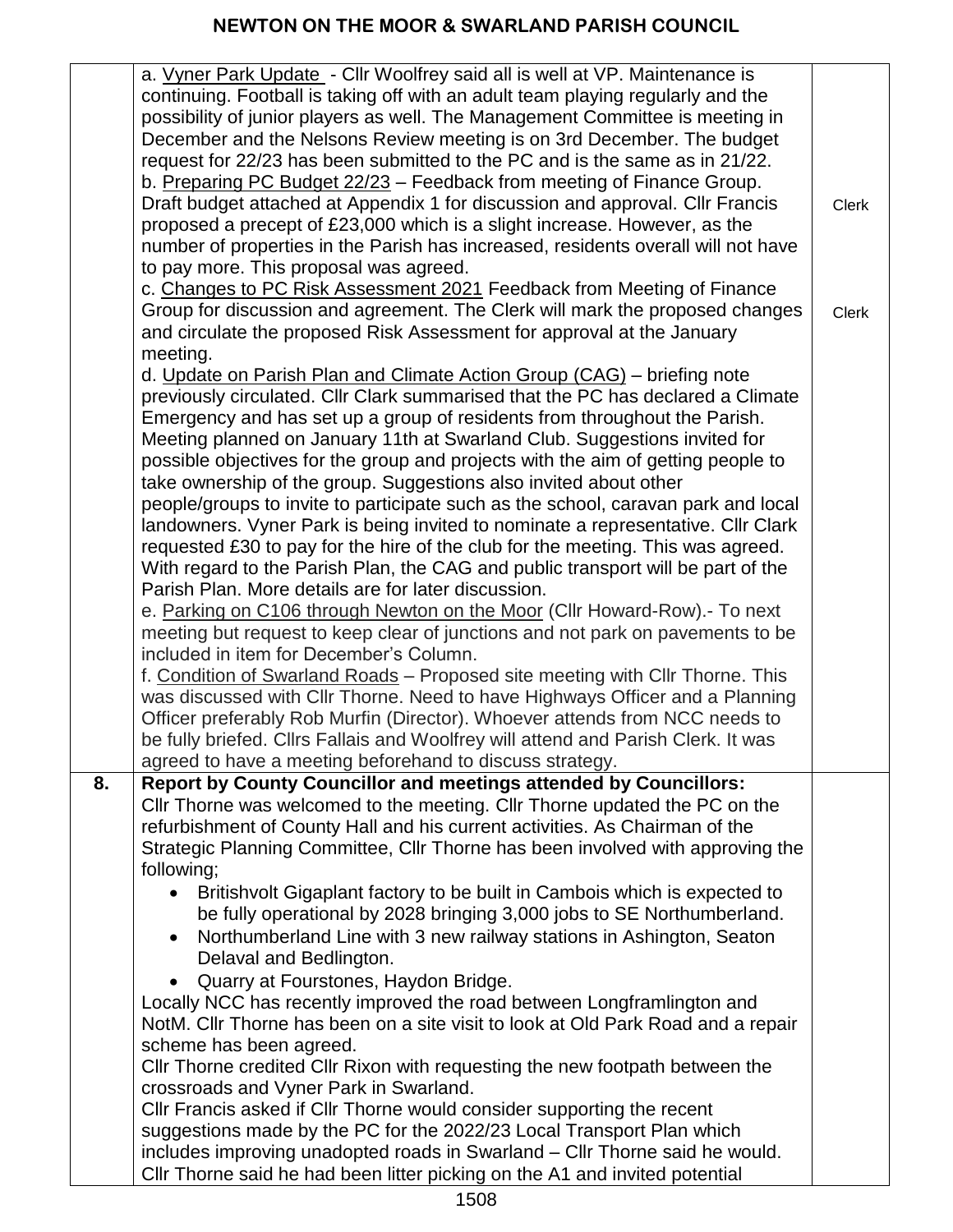| | | |
|---|---|---|
| | a. Vyner Park Update - Cllr Woolfrey said all is well at VP. Maintenance is continuing. Football is taking off with an adult team playing regularly and the possibility of junior players as well. The Management Committee is meeting in December and the Nelsons Review meeting is on 3rd December. The budget request for 22/23 has been submitted to the PC and is the same as in 21/22.<br>b. Preparing PC Budget 22/23 – Feedback from meeting of Finance Group. Draft budget attached at Appendix 1 for discussion and approval. Cllr Francis proposed a precept of £23,000 which is a slight increase. However, as the number of properties in the Parish has increased, residents overall will not have to pay more. This proposal was agreed.<br>c. Changes to PC Risk Assessment 2021 Feedback from Meeting of Finance Group for discussion and agreement. The Clerk will mark the proposed changes and circulate the proposed Risk Assessment for approval at the January meeting.<br>d. Update on Parish Plan and Climate Action Group (CAG) – briefing note previously circulated. Cllr Clark summarised that the PC has declared a Climate Emergency and has set up a group of residents from throughout the Parish. Meeting planned on January 11th at Swarland Club. Suggestions invited for possible objectives for the group and projects with the aim of getting people to take ownership of the group. Suggestions also invited about other people/groups to invite to participate such as the school, caravan park and local landowners. Vyner Park is being invited to nominate a representative. Cllr Clark requested £30 to pay for the hire of the club for the meeting. This was agreed. With regard to the Parish Plan, the CAG and public transport will be part of the Parish Plan. More details are for later discussion.<br>e. Parking on C106 through Newton on the Moor (Cllr Howard-Row).- To next meeting but request to keep clear of junctions and not park on pavements to be included in item for December's Column.<br>f. Condition of Swarland Roads – Proposed site meeting with Cllr Thorne. This was discussed with Cllr Thorne. Need to have Highways Officer and a Planning Officer preferably Rob Murfin (Director). Whoever attends from NCC needs to be fully briefed. Cllrs Fallais and Woolfrey will attend and Parish Clerk. It was agreed to have a meeting beforehand to discuss strategy. | Clerk<br><br>Clerk |
| **8.** | **Report by County Councillor and meetings attended by Councillors:**<br>Cllr Thorne was welcomed to the meeting. Cllr Thorne updated the PC on the refurbishment of County Hall and his current activities. As Chairman of the Strategic Planning Committee, Cllr Thorne has been involved with approving the following;<br>• Britishvolt Gigaplant factory to be built in Cambois which is expected to be fully operational by 2028 bringing 3,000 jobs to SE Northumberland.<br>• Northumberland Line with 3 new railway stations in Ashington, Seaton Delaval and Bedlington.<br>• Quarry at Fourstones, Haydon Bridge.<br>Locally NCC has recently improved the road between Longframlington and NotM. Cllr Thorne has been on a site visit to look at Old Park Road and a repair scheme has been agreed.<br>Cllr Thorne credited Cllr Rixon with requesting the new footpath between the crossroads and Vyner Park in Swarland.<br>Cllr Francis asked if Cllr Thorne would consider supporting the recent suggestions made by the PC for the 2022/23 Local Transport Plan which includes improving unadopted roads in Swarland – Cllr Thorne said he would.<br>Cllr Thorne said he had been litter picking on the A1 and invited potential | |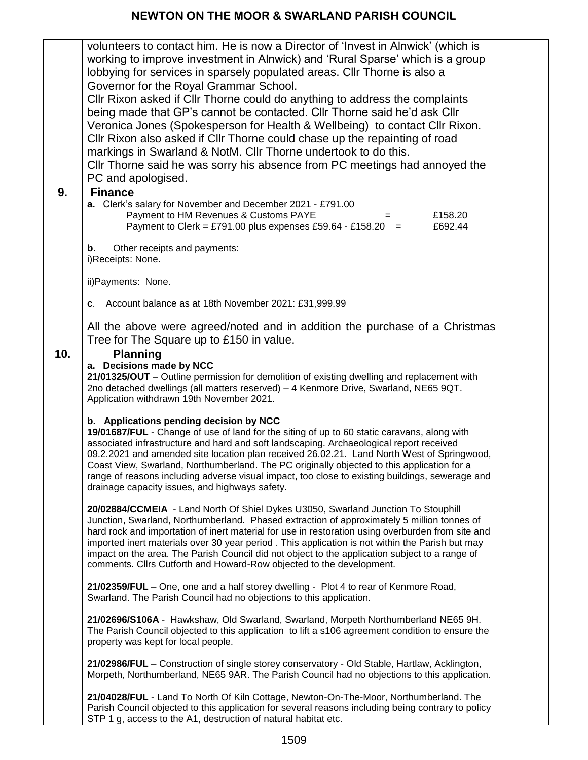| | | |
|---|---|---|
| | volunteers to contact him. He is now a Director of 'Invest in Alnwick' (which is working to improve investment in Alnwick) and 'Rural Sparse' which is a group lobbying for services in sparsely populated areas. Cllr Thorne is also a Governor for the Royal Grammar School.<br>Cllr Rixon asked if Cllr Thorne could do anything to address the complaints being made that GP's cannot be contacted. Cllr Thorne said he'd ask Cllr Veronica Jones (Spokesperson for Health & Wellbeing) to contact Cllr Rixon.<br>Cllr Rixon also asked if Cllr Thorne could chase up the repainting of road markings in Swarland & NotM. Cllr Thorne undertook to do this.<br>Cllr Thorne said he was sorry his absence from PC meetings had annoyed the PC and apologised. | |
| **9.** | **Finance**<br>**a.** Clerk's salary for November and December 2021 - £791.00<br>Payment to HM Revenues & Customs PAYE = £158.20<br>Payment to Clerk = £791.00 plus expenses £59.64 - £158.20 = £692.44<br><br>**b**. Other receipts and payments:<br>i)Receipts: None.<br><br>ii)Payments: None.<br><br>**c**. Account balance as at 18th November 2021: £31,999.99<br><br>All the above were agreed/noted and in addition the purchase of a Christmas Tree for The Square up to £150 in value. | |
| **10.** | **Planning**<br>**a. Decisions made by NCC**<br>**21/01325/OUT** – Outline permission for demolition of existing dwelling and replacement with 2no detached dwellings (all matters reserved) – 4 Kenmore Drive, Swarland, NE65 9QT. Application withdrawn 19th November 2021.<br><br>**b. Applications pending decision by NCC**<br>**19/01687/FUL** - Change of use of land for the siting of up to 60 static caravans, along with associated infrastructure and hard and soft landscaping. Archaeological report received 09.2.2021 and amended site location plan received 26.02.21. Land North West of Springwood, Coast View, Swarland, Northumberland. The PC originally objected to this application for a range of reasons including adverse visual impact, too close to existing buildings, sewerage and drainage capacity issues, and highways safety.<br><br>**20/02884/CCMEIA** - Land North Of Shiel Dykes U3050, Swarland Junction To Stouphill Junction, Swarland, Northumberland. Phased extraction of approximately 5 million tonnes of hard rock and importation of inert material for use in restoration using overburden from site and imported inert materials over 30 year period . This application is not within the Parish but may impact on the area. The Parish Council did not object to the application subject to a range of comments. Cllrs Cutforth and Howard-Row objected to the development.<br><br>**21/02359/FUL** – One, one and a half storey dwelling - Plot 4 to rear of Kenmore Road, Swarland. The Parish Council had no objections to this application.<br><br>**21/02696/S106A** - Hawkshaw, Old Swarland, Swarland, Morpeth Northumberland NE65 9H. The Parish Council objected to this application to lift a s106 agreement condition to ensure the property was kept for local people.<br><br>**21/02986/FUL** – Construction of single storey conservatory - Old Stable, Hartlaw, Acklington, Morpeth, Northumberland, NE65 9AR. The Parish Council had no objections to this application.<br><br>**21/04028/FUL** - Land To North Of Kiln Cottage, Newton-On-The-Moor, Northumberland. The Parish Council objected to this application for several reasons including being contrary to policy STP 1 g, access to the A1, destruction of natural habitat etc. | |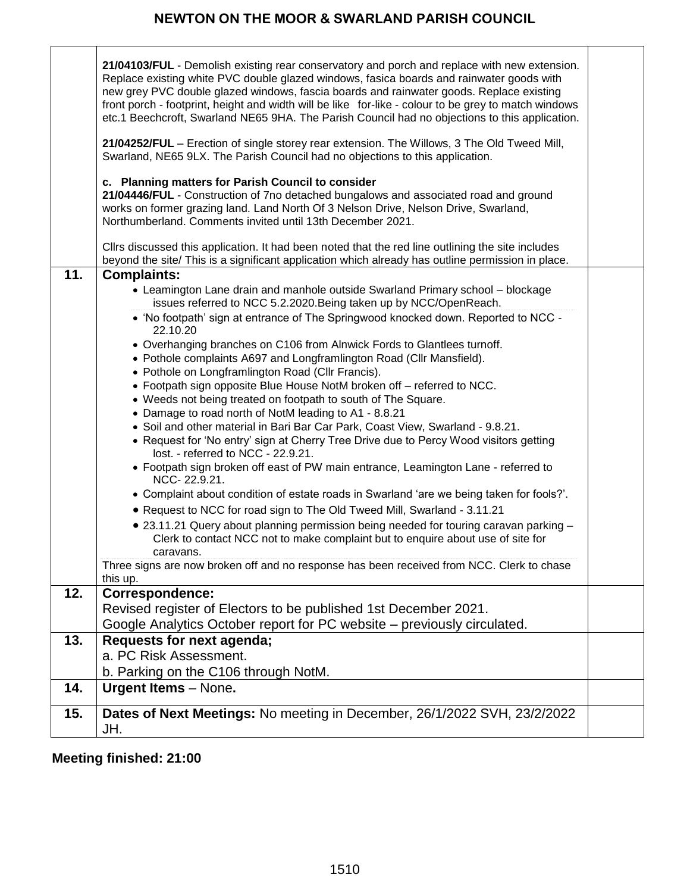| | | |
|---|---|---|
| | **21/04103/FUL** - Demolish existing rear conservatory and porch and replace with new extension. Replace existing white PVC double glazed windows, fasica boards and rainwater goods with new grey PVC double glazed windows, fascia boards and rainwater goods. Replace existing front porch - footprint, height and width will be like for-like - colour to be grey to match windows etc.1 Beechcroft, Swarland NE65 9HA. The Parish Council had no objections to this application.<br><br>**21/04252/FUL** – Erection of single storey rear extension. The Willows, 3 The Old Tweed Mill, Swarland, NE65 9LX. The Parish Council had no objections to this application.<br><br>**c. Planning matters for Parish Council to consider**<br>**21/04446/FUL** - Construction of 7no detached bungalows and associated road and ground works on former grazing land. Land North Of 3 Nelson Drive, Nelson Drive, Swarland, Northumberland. Comments invited until 13th December 2021.<br><br>Cllrs discussed this application. It had been noted that the red line outlining the site includes beyond the site/ This is a significant application which already has outline permission in place. | |
| **11.** | **Complaints:**<br>• Leamington Lane drain and manhole outside Swarland Primary school – blockage issues referred to NCC 5.2.2020.Being taken up by NCC/OpenReach.<br>• 'No footpath' sign at entrance of The Springwood knocked down. Reported to NCC - 22.10.20<br>• Overhanging branches on C106 from Alnwick Fords to Glantlees turnoff.<br>• Pothole complaints A697 and Longframlington Road (Cllr Mansfield).<br>• Pothole on Longframlington Road (Cllr Francis).<br>• Footpath sign opposite Blue House NotM broken off – referred to NCC.<br>• Weeds not being treated on footpath to south of The Square.<br>• Damage to road north of NotM leading to A1 - 8.8.21<br>• Soil and other material in Bari Bar Car Park, Coast View, Swarland - 9.8.21.<br>• Request for 'No entry' sign at Cherry Tree Drive due to Percy Wood visitors getting lost. - referred to NCC - 22.9.21.<br>• Footpath sign broken off east of PW main entrance, Leamington Lane - referred to NCC- 22.9.21.<br>• Complaint about condition of estate roads in Swarland 'are we being taken for fools?'.<br>• Request to NCC for road sign to The Old Tweed Mill, Swarland - 3.11.21<br>• 23.11.21 Query about planning permission being needed for touring caravan parking – Clerk to contact NCC not to make complaint but to enquire about use of site for caravans.<br><br>Three signs are now broken off and no response has been received from NCC. Clerk to chase this up. | |
| **12.** | **Correspondence:**<br>Revised register of Electors to be published 1st December 2021.<br>Google Analytics October report for PC website – previously circulated. | |
| **13.** | **Requests for next agenda;**<br>a. PC Risk Assessment.<br>b. Parking on the C106 through NotM. | |
| **14.** | **Urgent Items** – None**.** | |
| **15.** | **Dates of Next Meetings:** No meeting in December, 26/1/2022 SVH, 23/2/2022 JH. | |

**Meeting finished: 21:00**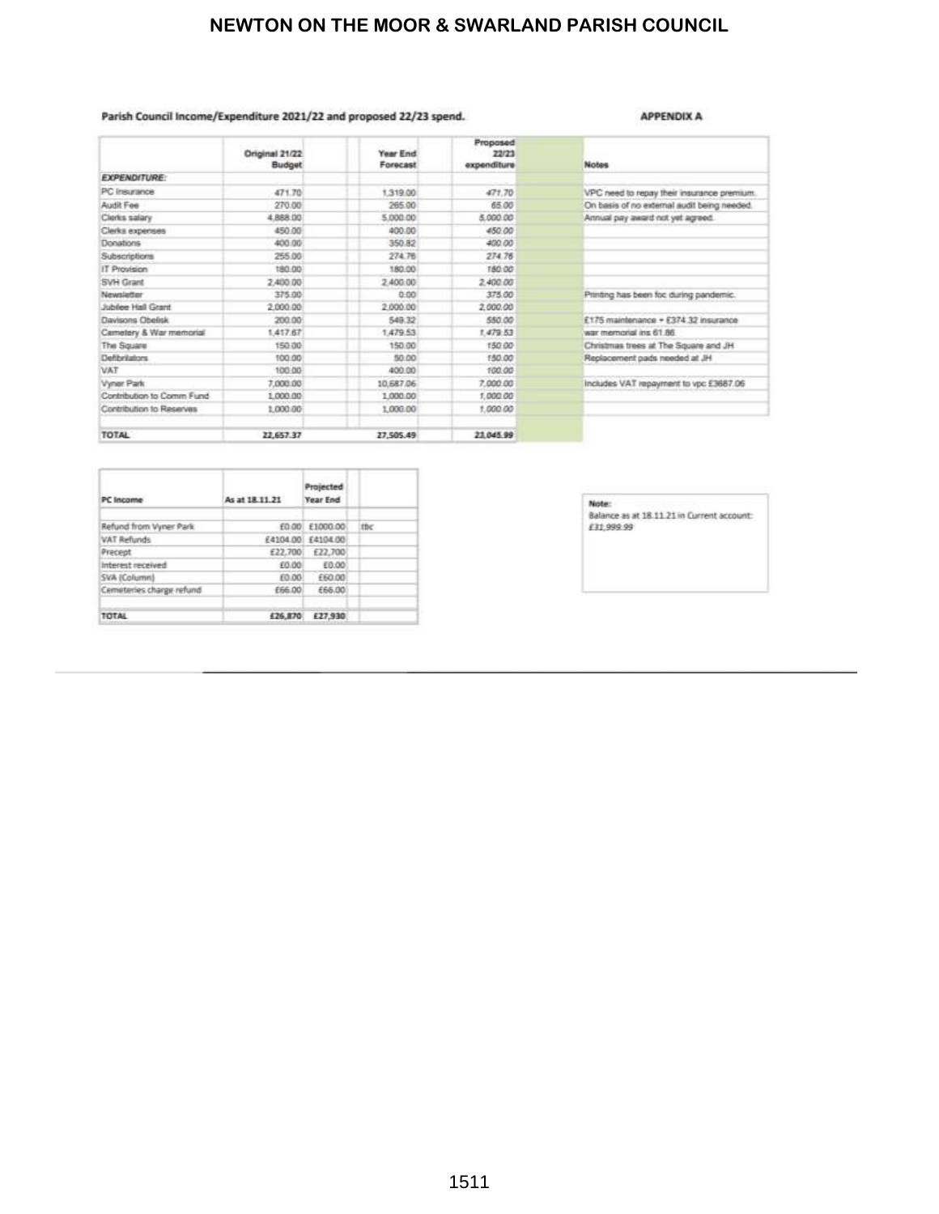# NEWTON ON THE MOOR & SWARLAND PARISH COUNCIL

**Parish Council Income/Expenditure 2021/22 and proposed 22/23 spend.**

**APPENDIX A**

| | Original 21/22 Budget | Year End Forecast | Proposed 22/23 expenditure | Notes |
|---|---|---|---|---|
| *EXPENDITURE:* | | | | |
| PC Insurance | 471.70 | 1,319.00 | 471.70 | VPC need to repay their insurance premium. |
| Audit Fee | 270.00 | 265.00 | 65.00 | On basis of no external audit being needed. |
| Clerks salary | 4,888.00 | 5,000.00 | 5,000.00 | Annual pay award not yet agreed. |
| Clerks expenses | 450.00 | 400.00 | 450.00 | |
| Donations | 400.00 | 350.82 | 400.00 | |
| Subscriptions | 255.00 | 274.76 | 274.76 | |
| IT Provision | 180.00 | 180.00 | 180.00 | |
| SVH Grant | 2,400.00 | 2,400.00 | 2,400.00 | |
| Newsletter | 375.00 | 0.00 | 375.00 | Printing has been foc during pandemic. |
| Jubilee Hall Grant | 2,000.00 | 2,000.00 | 2,000.00 | |
| Davisons Obelisk | 200.00 | 549.32 | 550.00 | £175 maintenance + £374.32 insurance |
| Cemetery & War memorial | 1,417.67 | 1,479.53 | 1,479.53 | war memorial ins 61.86 |
| The Square | 150.00 | 150.00 | 150.00 | Christmas trees at The Square and JH |
| Defibrilators | 100.00 | 50.00 | 150.00 | Replacement pads needed at JH |
| VAT | 100.00 | 400.00 | 100.00 | |
| Vyner Park | 7,000.00 | 10,687.06 | 7,000.00 | Includes VAT repayment to vpc £3687.06 |
| Contribution to Comm Fund | 1,000.00 | 1,000.00 | 1,000.00 | |
| Contribution to Reserves | 1,000.00 | 1,000.00 | 1,000.00 | |
| TOTAL | 22,657.37 | 27,505.49 | 23,045.99 | |

| PC Income | As at 18.11.21 | Projected Year End | |
|---|---|---|---|
| Refund from Vyner Park | £0.00 | £1000.00 | tbc |
| VAT Refunds | £4104.00 | £4104.00 | |
| Precept | £22,700 | £22,700 | |
| Interest received | £0.00 | £0.00 | |
| SVA (Column) | £0.00 | £60.00 | |
| Cemeteries charge refund | £66.00 | £66.00 | |
| TOTAL | £26,870 | £27,930 | |

**Note:**
Balance as at 18.11.21 in Current account: £31,999.99